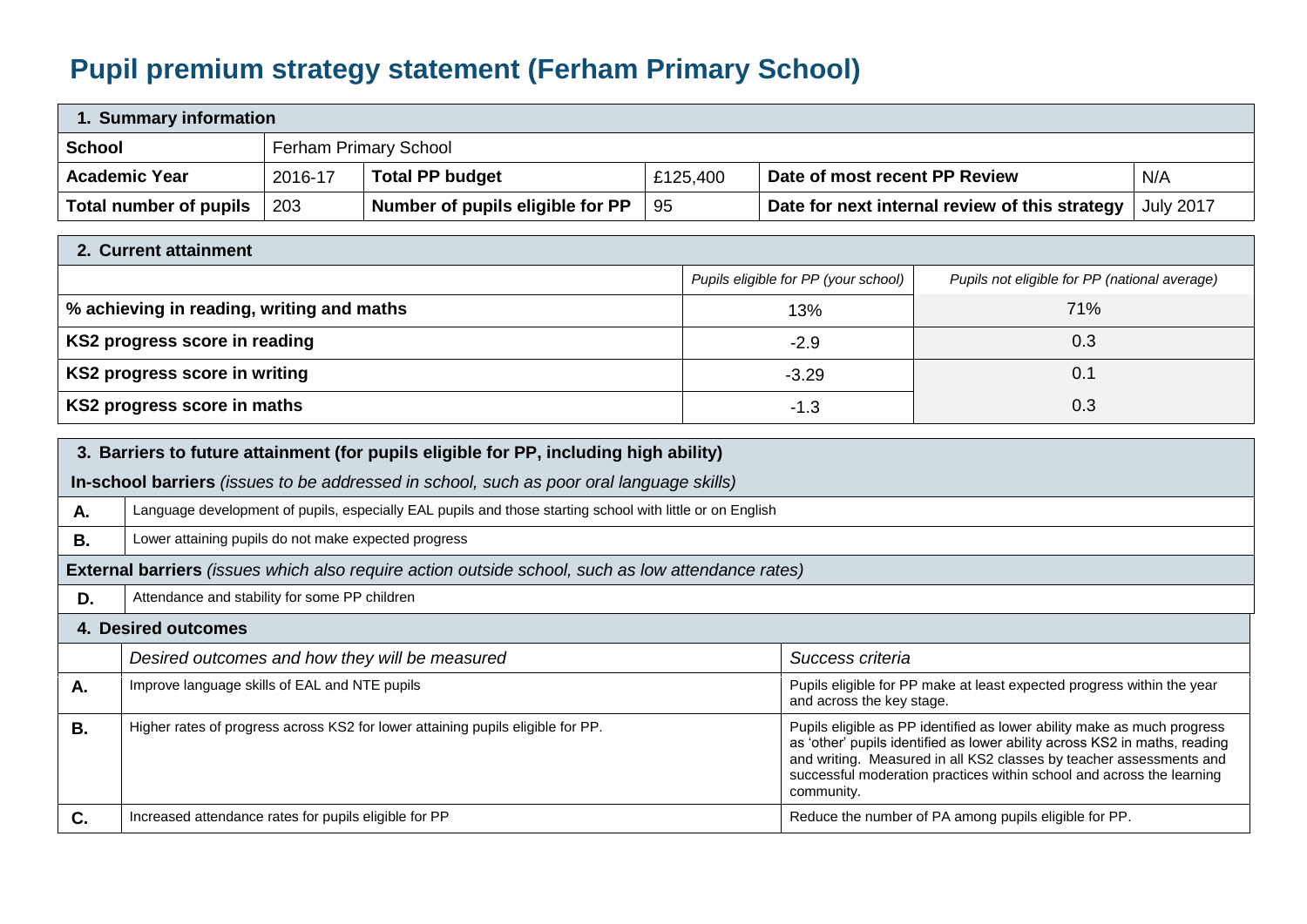# Pupil premium strategy statement (Ferham Primary School)

| 1. Summary information | | | | | |
|---|---|---|---|---|---|
| **School** | Ferham Primary School | | | | |
| **Academic Year** | 2016-17 | **Total PP budget** | £125,400 | **Date of most recent PP Review** | N/A |
| **Total number of pupils** | 203 | **Number of pupils eligible for PP** | 95 | **Date for next internal review of this strategy** | July 2017 |

| 2. Current attainment | | |
|---|---|---|
| | *Pupils eligible for PP (your school)* | *Pupils not eligible for PP (national average)* |
| **% achieving in reading, writing and maths** | 13% | 71% |
| **KS2 progress score in reading** | -2.9 | 0.3 |
| **KS2 progress score in writing** | -3.29 | 0.1 |
| **KS2 progress score in maths** | -1.3 | 0.3 |

| 3. Barriers to future attainment (for pupils eligible for PP, including high ability) | |
|---|---|
| **In-school barriers** *(issues to be addressed in school, such as poor oral language skills)* | |
| **A.** | Language development of pupils, especially EAL pupils and those starting school with little or on English |
| **B.** | Lower attaining pupils do not make expected progress |
| **External barriers** *(issues which also require action outside school, such as low attendance rates)* | |
| **D.** | Attendance and stability for some PP children |

| 4. Desired outcomes | | |
|---|---|---|
| | *Desired outcomes and how they will be measured* | *Success criteria* |
| **A.** | Improve language skills of EAL and NTE pupils | Pupils eligible for PP make at least expected progress within the year and across the key stage. |
| **B.** | Higher rates of progress across KS2 for lower attaining pupils eligible for PP. | Pupils eligible as PP identified as lower ability make as much progress as 'other' pupils identified as lower ability across KS2 in maths, reading and writing. Measured in all KS2 classes by teacher assessments and successful moderation practices within school and across the learning community. |
| **C.** | Increased attendance rates for pupils eligible for PP | Reduce the number of PA among pupils eligible for PP. |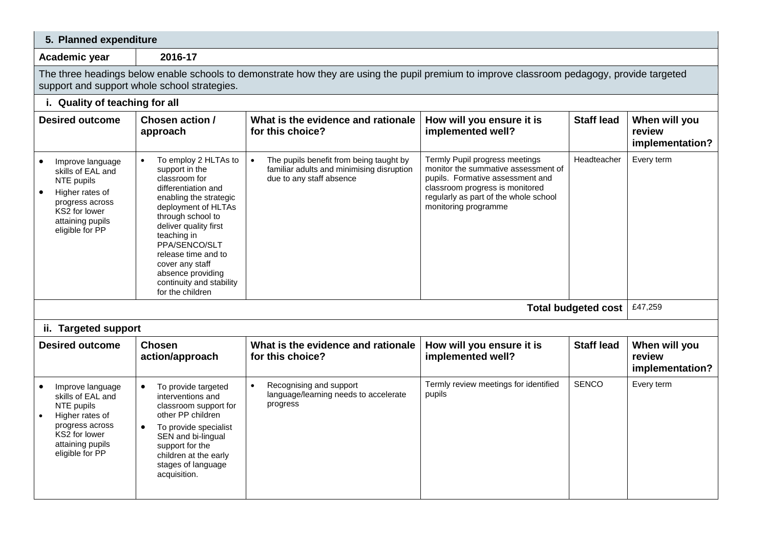## 5. Planned expenditure

**Academic year** 2016-17

The three headings below enable schools to demonstrate how they are using the pupil premium to improve classroom pedagogy, provide targeted support and support whole school strategies.

### i. Quality of teaching for all

| Desired outcome | Chosen action / approach | What is the evidence and rationale for this choice? | How will you ensure it is implemented well? | Staff lead | When will you review implementation? |
|---|---|---|---|---|---|
| • Improve language skills of EAL and NTE pupils<br>• Higher rates of progress across KS2 for lower attaining pupils eligible for PP | • To employ 2 HLTAs to support in the classroom for differentiation and enabling the strategic deployment of HLTAs through school to deliver quality first teaching in PPA/SENCO/SLT release time and to cover any staff absence providing continuity and stability for the children | • The pupils benefit from being taught by familiar adults and minimising disruption due to any staff absence | Termly Pupil progress meetings monitor the summative assessment of pupils. Formative assessment and classroom progress is monitored regularly as part of the whole school monitoring programme | Headteacher | Every term |
| | | | | **Total budgeted cost** | £47,259 |

### ii. Targeted support

| Desired outcome | Chosen action/approach | What is the evidence and rationale for this choice? | How will you ensure it is implemented well? | Staff lead | When will you review implementation? |
|---|---|---|---|---|---|
| • Improve language skills of EAL and NTE pupils<br>• Higher rates of progress across KS2 for lower attaining pupils eligible for PP | • To provide targeted interventions and classroom support for other PP children<br>• To provide specialist SEN and bi-lingual support for the children at the early stages of language acquisition. | • Recognising and support language/learning needs to accelerate progress | Termly review meetings for identified pupils | SENCO | Every term |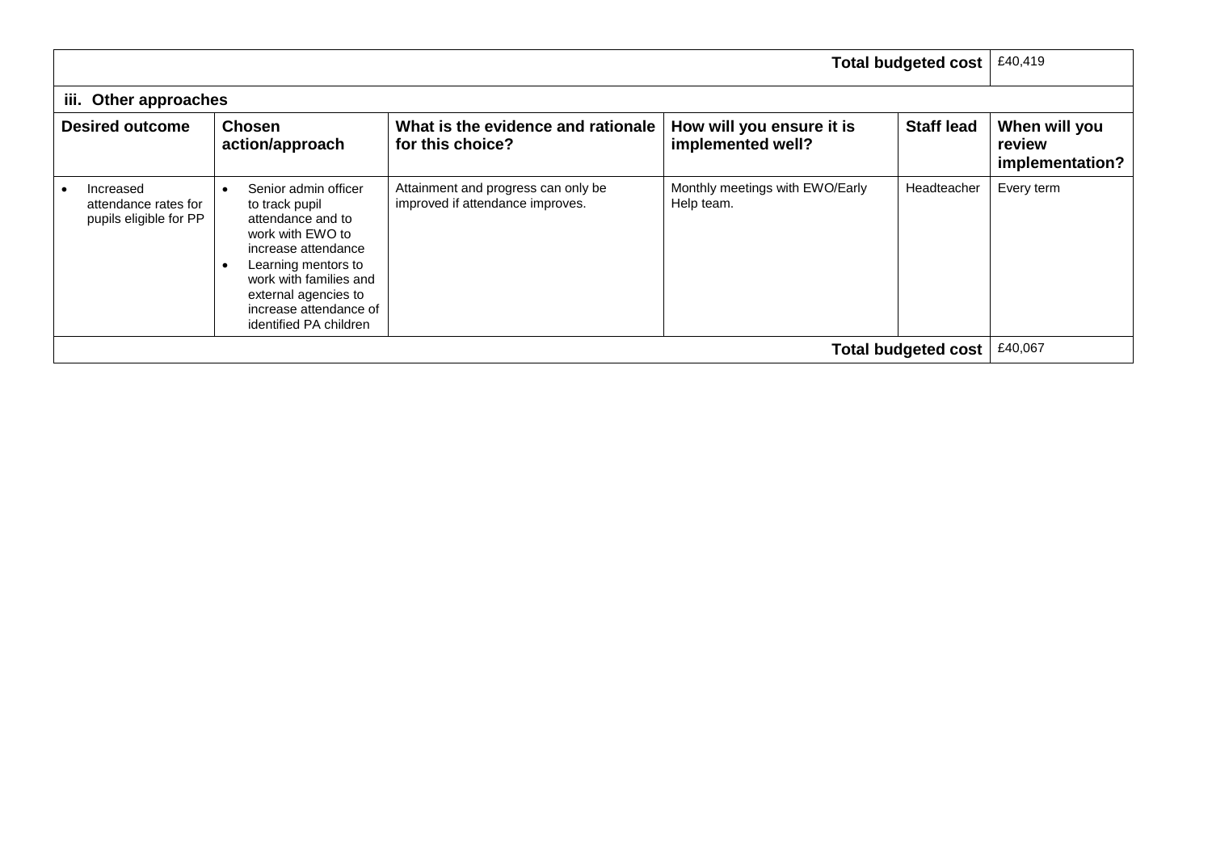| | | | | Total budgeted cost | £40,419 |
|---|---|---|---|---|---|
| **iii. Other approaches** | | | | | |
| **Desired outcome** | **Chosen action/approach** | **What is the evidence and rationale for this choice?** | **How will you ensure it is implemented well?** | **Staff lead** | **When will you review implementation?** |
| • Increased attendance rates for pupils eligible for PP | • Senior admin officer to track pupil attendance and to work with EWO to increase attendance<br>• Learning mentors to work with families and external agencies to increase attendance of identified PA children | Attainment and progress can only be improved if attendance improves. | Monthly meetings with EWO/Early Help team. | Headteacher | Every term |
| | | | | **Total budgeted cost** | £40,067 |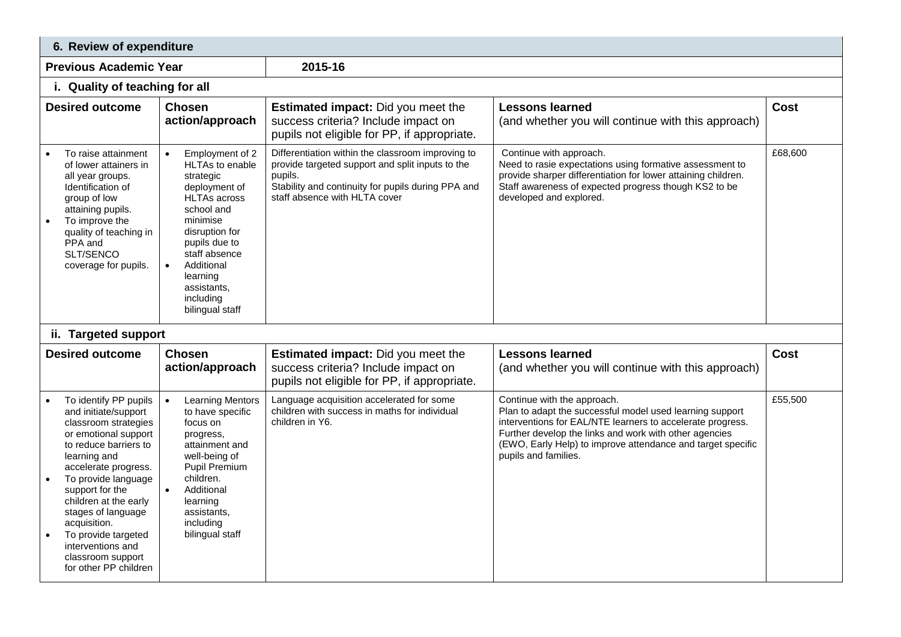## 6. Review of expenditure

| Previous Academic Year | 2015-16 | | | |
|---|---|---|---|---|

### i. Quality of teaching for all

| Desired outcome | Chosen action/approach | **Estimated impact:** Did you meet the success criteria? Include impact on pupils not eligible for PP, if appropriate. | **Lessons learned** (and whether you will continue with this approach) | Cost |
|---|---|---|---|---|
| • To raise attainment of lower attainers in all year groups. Identification of group of low attaining pupils.<br>• To improve the quality of teaching in PPA and SLT/SENCO coverage for pupils. | • Employment of 2 HLTAs to enable strategic deployment of HLTAs across school and minimise disruption for pupils due to staff absence<br>• Additional learning assistants, including bilingual staff | Differentiation within the classroom improving to provide targeted support and split inputs to the pupils.<br>Stability and continuity for pupils during PPA and staff absence with HLTA cover | Continue with approach.<br>Need to rasie expectations using formative assessment to provide sharper differentiation for lower attaining children.<br>Staff awareness of expected progress though KS2 to be developed and explored. | £68,600 |

### ii. Targeted support

| Desired outcome | Chosen action/approach | **Estimated impact:** Did you meet the success criteria? Include impact on pupils not eligible for PP, if appropriate. | **Lessons learned** (and whether you will continue with this approach) | Cost |
|---|---|---|---|---|
| • To identify PP pupils and initiate/support classroom strategies or emotional support to reduce barriers to learning and accelerate progress.<br>• To provide language support for the children at the early stages of language acquisition.<br>• To provide targeted interventions and classroom support for other PP children | • Learning Mentors to have specific focus on progress, attainment and well-being of Pupil Premium children.<br>• Additional learning assistants, including bilingual staff | Language acquisition accelerated for some children with success in maths for individual children in Y6. | Continue with the approach.<br>Plan to adapt the successful model used learning support interventions for EAL/NTE learners to accelerate progress.<br>Further develop the links and work with other agencies (EWO, Early Help) to improve attendance and target specific pupils and families. | £55,500 |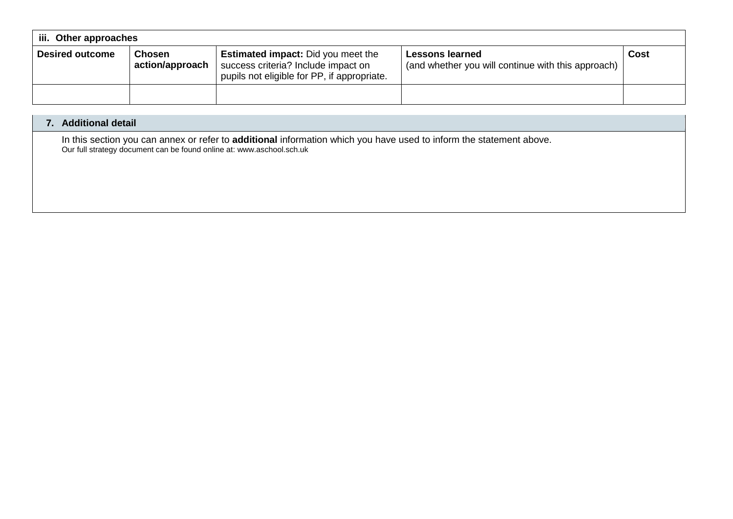| iii. Other approaches | | | | |
|---|---|---|---|---|
| **Desired outcome** | **Chosen action/approach** | **Estimated impact:** Did you meet the success criteria? Include impact on pupils not eligible for PP, if appropriate. | **Lessons learned** (and whether you will continue with this approach) | **Cost** |
| | | | | |

| 7. Additional detail |
|---|
| In this section you can annex or refer to **additional** information which you have used to inform the statement above. Our full strategy document can be found online at: www.aschool.sch.uk |